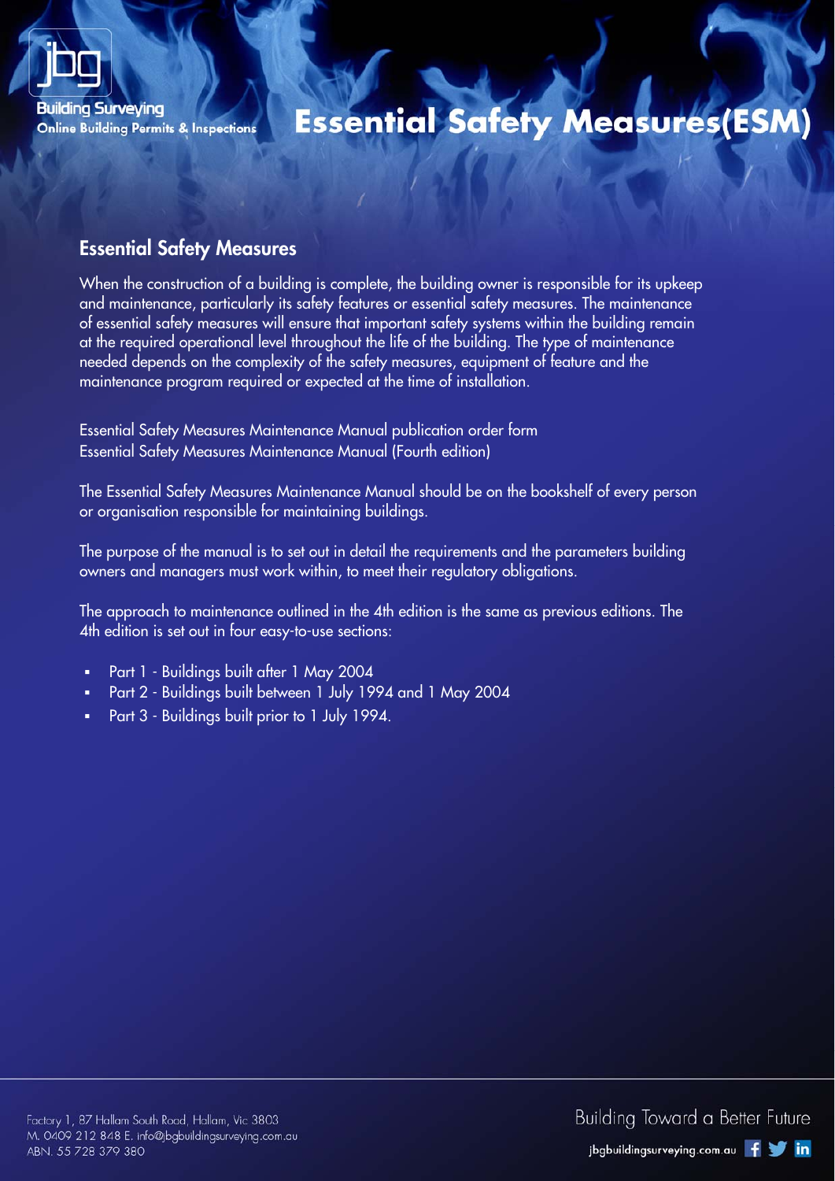# Essential Safety Measures(ESM)

## Essential Safety Measures

When the construction of a building is complete, the building owner is responsible for its upkeep and maintenance, particularly its safety features or essential safety measures. The maintenance of essential safety measures will ensure that important safety systems within the building remain at the required operational level throughout the life of the building. The type of maintenance needed depends on the complexity of the safety measures, equipment of feature and the maintenance program required or expected at the time of installation.

Essential Safety Measures Maintenance Manual publication order form
Essential Safety Measures Maintenance Manual (Fourth edition)

The Essential Safety Measures Maintenance Manual should be on the bookshelf of every person or organisation responsible for maintaining buildings.

The purpose of the manual is to set out in detail the requirements and the parameters building owners and managers must work within, to meet their regulatory obligations.

The approach to maintenance outlined in the 4th edition is the same as previous editions. The 4th edition is set out in four easy-to-use sections:

- Part 1 - Buildings built after 1 May 2004
- Part 2 - Buildings built between 1 July 1994 and 1 May 2004
- Part 3 - Buildings built prior to 1 July 1994.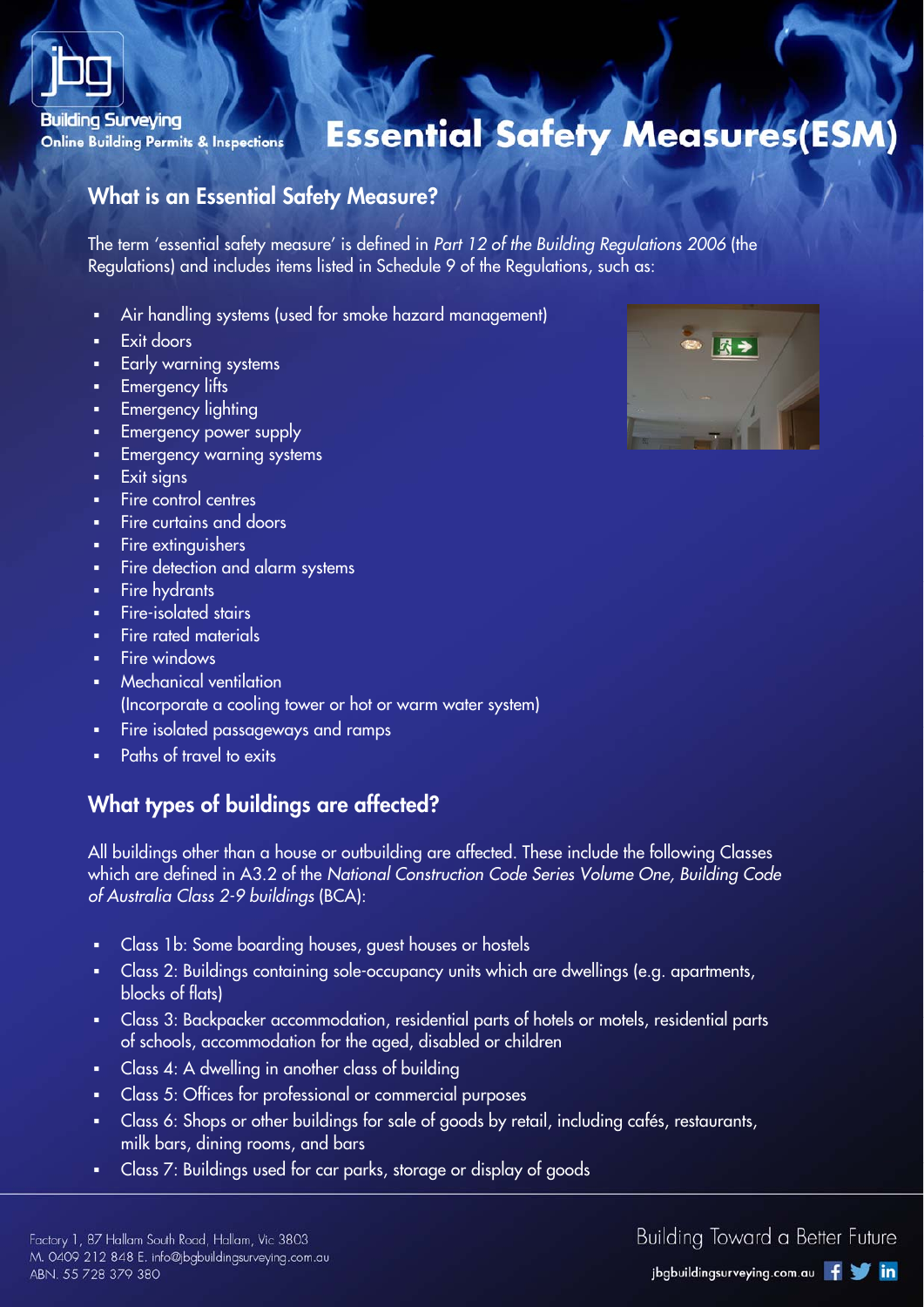# Essential Safety Measures(ESM)

## What is an Essential Safety Measure?

The term 'essential safety measure' is defined in *Part 12 of the Building Regulations 2006* (the Regulations) and includes items listed in Schedule 9 of the Regulations, such as:

- Air handling systems (used for smoke hazard management)
- Exit doors
- Early warning systems
- Emergency lifts
- Emergency lighting
- Emergency power supply
- Emergency warning systems
- Exit signs
- Fire control centres
- Fire curtains and doors
- Fire extinguishers
- Fire detection and alarm systems
- Fire hydrants
- Fire-isolated stairs
- Fire rated materials
- Fire windows
- Mechanical ventilation
  (Incorporate a cooling tower or hot or warm water system)
- Fire isolated passageways and ramps
- Paths of travel to exits

## What types of buildings are affected?

All buildings other than a house or outbuilding are affected. These include the following Classes which are defined in A3.2 of the *National Construction Code Series Volume One, Building Code of Australia Class 2-9 buildings* (BCA):

- Class 1b: Some boarding houses, guest houses or hostels
- Class 2: Buildings containing sole-occupancy units which are dwellings (e.g. apartments, blocks of flats)
- Class 3: Backpacker accommodation, residential parts of hotels or motels, residential parts of schools, accommodation for the aged, disabled or children
- Class 4: A dwelling in another class of building
- Class 5: Offices for professional or commercial purposes
- Class 6: Shops or other buildings for sale of goods by retail, including cafés, restaurants, milk bars, dining rooms, and bars
- Class 7: Buildings used for car parks, storage or display of goods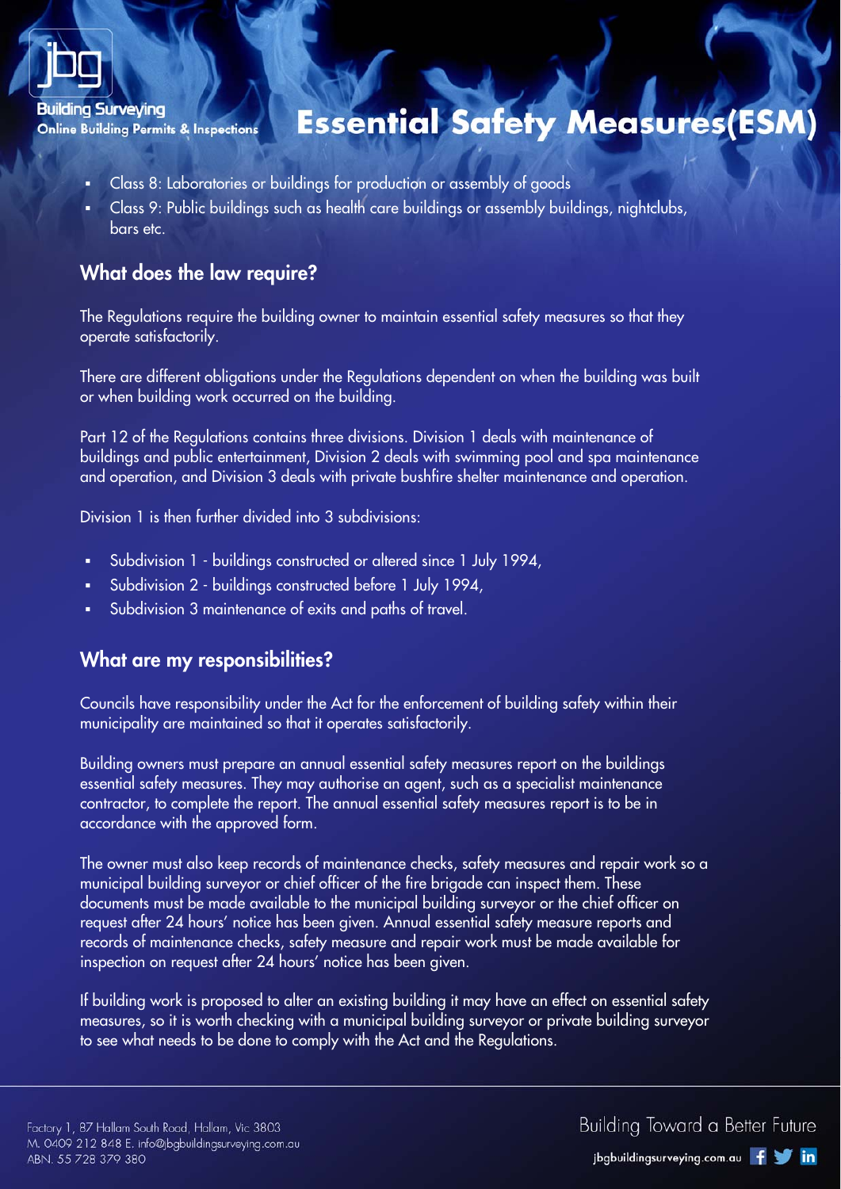- Class 8: Laboratories or buildings for production or assembly of goods
- Class 9: Public buildings such as health care buildings or assembly buildings, nightclubs, bars etc.

## What does the law require?

The Regulations require the building owner to maintain essential safety measures so that they operate satisfactorily.

There are different obligations under the Regulations dependent on when the building was built or when building work occurred on the building.

Part 12 of the Regulations contains three divisions. Division 1 deals with maintenance of buildings and public entertainment, Division 2 deals with swimming pool and spa maintenance and operation, and Division 3 deals with private bushfire shelter maintenance and operation.

Division 1 is then further divided into 3 subdivisions:

- Subdivision 1 - buildings constructed or altered since 1 July 1994,
- Subdivision 2 - buildings constructed before 1 July 1994,
- Subdivision 3 maintenance of exits and paths of travel.

## What are my responsibilities?

Councils have responsibility under the Act for the enforcement of building safety within their municipality are maintained so that it operates satisfactorily.

Building owners must prepare an annual essential safety measures report on the buildings essential safety measures. They may authorise an agent, such as a specialist maintenance contractor, to complete the report. The annual essential safety measures report is to be in accordance with the approved form.

The owner must also keep records of maintenance checks, safety measures and repair work so a municipal building surveyor or chief officer of the fire brigade can inspect them. These documents must be made available to the municipal building surveyor or the chief officer on request after 24 hours' notice has been given. Annual essential safety measure reports and records of maintenance checks, safety measure and repair work must be made available for inspection on request after 24 hours' notice has been given.

If building work is proposed to alter an existing building it may have an effect on essential safety measures, so it is worth checking with a municipal building surveyor or private building surveyor to see what needs to be done to comply with the Act and the Regulations.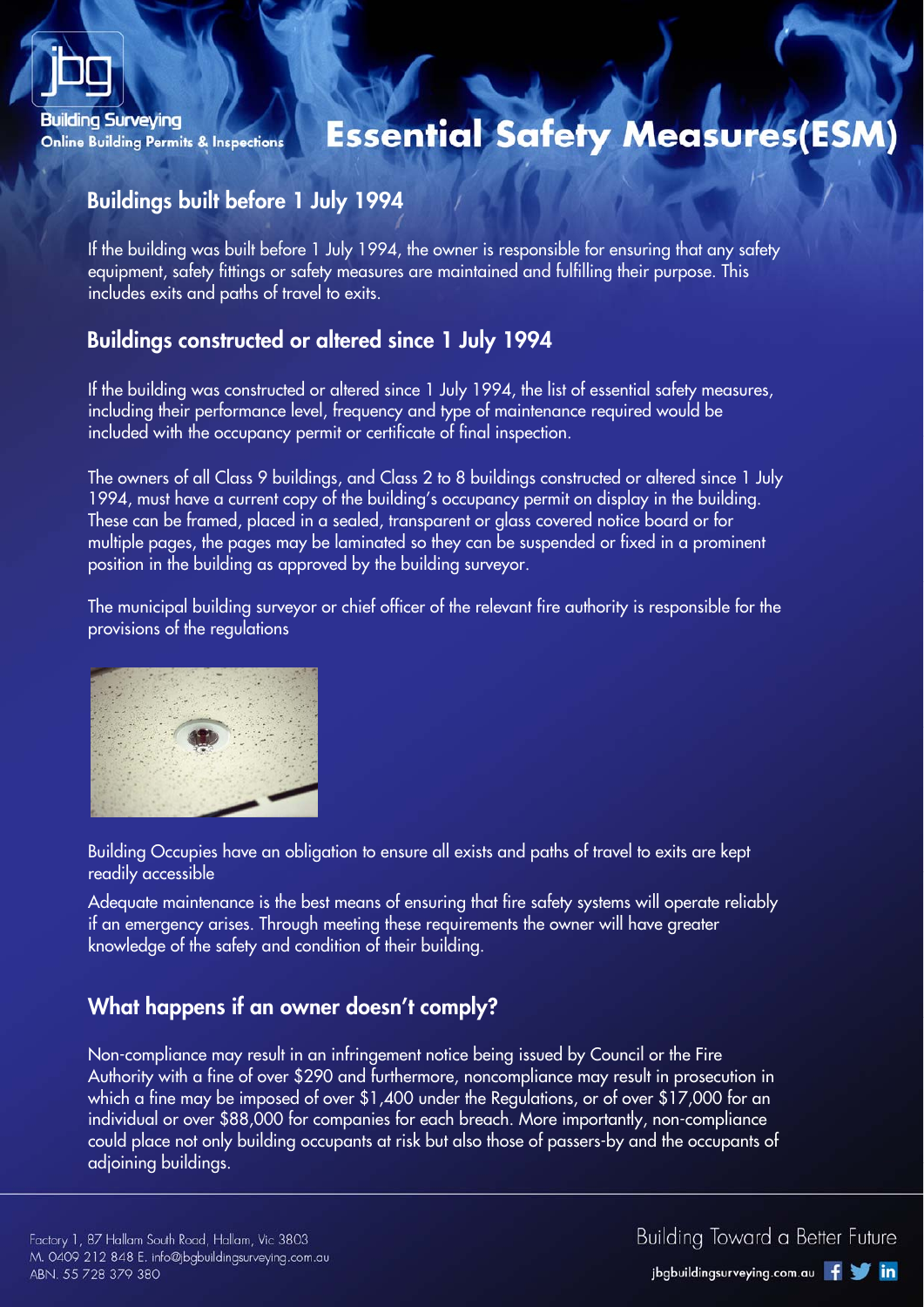# Essential Safety Measures(ESM)

## Buildings built before 1 July 1994

If the building was built before 1 July 1994, the owner is responsible for ensuring that any safety equipment, safety fittings or safety measures are maintained and fulfilling their purpose. This includes exits and paths of travel to exits.

## Buildings constructed or altered since 1 July 1994

If the building was constructed or altered since 1 July 1994, the list of essential safety measures, including their performance level, frequency and type of maintenance required would be included with the occupancy permit or certificate of final inspection.

The owners of all Class 9 buildings, and Class 2 to 8 buildings constructed or altered since 1 July 1994, must have a current copy of the building's occupancy permit on display in the building. These can be framed, placed in a sealed, transparent or glass covered notice board or for multiple pages, the pages may be laminated so they can be suspended or fixed in a prominent position in the building as approved by the building surveyor.

The municipal building surveyor or chief officer of the relevant fire authority is responsible for the provisions of the regulations

Building Occupies have an obligation to ensure all exists and paths of travel to exits are kept readily accessible

Adequate maintenance is the best means of ensuring that fire safety systems will operate reliably if an emergency arises. Through meeting these requirements the owner will have greater knowledge of the safety and condition of their building.

## What happens if an owner doesn't comply?

Non-compliance may result in an infringement notice being issued by Council or the Fire Authority with a fine of over $290 and furthermore, noncompliance may result in prosecution in which a fine may be imposed of over $1,400 under the Regulations, or of over $17,000 for an individual or over $88,000 for companies for each breach. More importantly, non-compliance could place not only building occupants at risk but also those of passers-by and the occupants of adjoining buildings.

Factory 1, 87 Hallam South Road, Hallam, Vic 3803
M. 0409 212 848 E. info@jbgbuildingsurveying.com.au
ABN. 55 728 379 380

Building Toward a Better Future

jbgbuildingsurveying.com.au